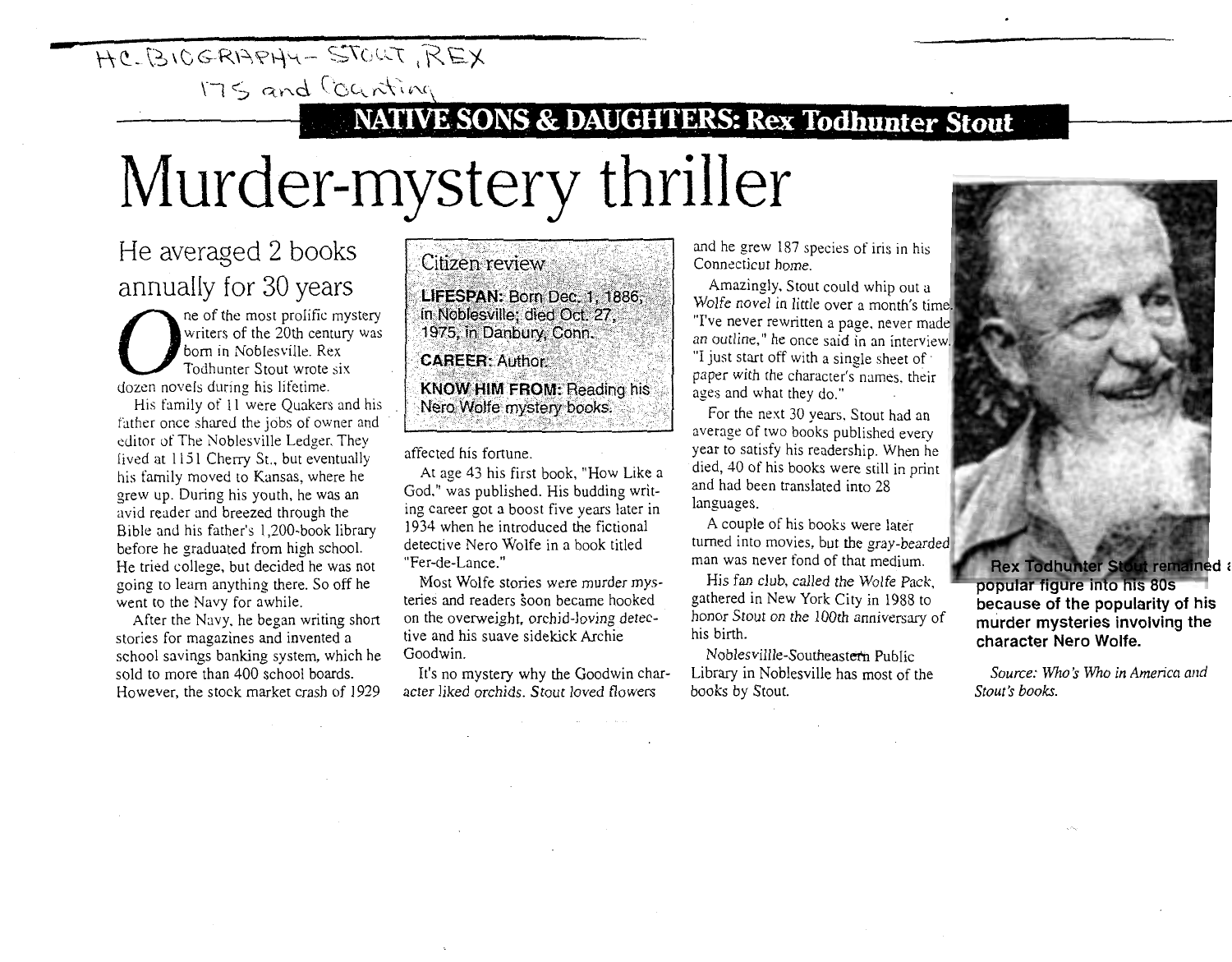HC-BIOGRAPHY- STOUT, REX

175 and Counting

**NATIVE SONS & DAUGHTERS: Rex Todhunter Stout**

# Murder-mystery thriller

## He averaged 2 books annually for 30 years

One of the most prolific mystery writers of the 20th century was born in Noblesville. Rex Todhunter Stout wrote six dozen novels during his lifetime.

His family of 11 were Quakers and his father once shared the jobs of owner and editor of The Noblesville Ledger. They lived at 1151 Cherry St., but eventually his family moved to Kansas, where he grew up. During his youth, he was an avid reader and breezed through the Bible and his father's 1,200-book library before he graduated from high school. He tried college, but decided he was not going to learn anything there. So off he went to the Navy for awhile.

After the Navy, he began writing short stories for magazines and invented a school savings banking system, which he sold to more than 400 school boards. However, the stock market crash of 1929 affected his fortune.

> **Citizen review**
>
> **LIFESPAN:** Born Dec. 1, 1886, in Noblesville; died Oct. 27, 1975, in Danbury, Conn.
>
> **CAREER:** Author.
>
> **KNOW HIM FROM:** Reading his Nero Wolfe mystery books.

At age 43 his first book, "How Like a God," was published. His budding writing career got a boost five years later in 1934 when he introduced the fictional detective Nero Wolfe in a book titled "Fer-de-Lance."

Most Wolfe stories were murder mysteries and readers soon became hooked on the overweight, orchid-loving detective and his suave sidekick Archie Goodwin.

It's no mystery why the Goodwin character liked orchids. Stout loved flowers and he grew 187 species of iris in his Connecticut home.

Amazingly, Stout could whip out a Wolfe novel in little over a month's time. "I've never rewritten a page, never made an outline," he once said in an interview. "I just start off with a single sheet of paper with the character's names, their ages and what they do."

For the next 30 years, Stout had an average of two books published every year to satisfy his readership. When he died, 40 of his books were still in print and had been translated into 28 languages.

A couple of his books were later turned into movies, but the gray-bearded man was never fond of that medium.

His fan club, called the Wolfe Pack, gathered in New York City in 1988 to honor Stout on the 100th anniversary of his birth.

Noblesvillle-Southeastern Public Library in Noblesville has most of the books by Stout.

**Rex Todhunter Stout remained a popular figure into his 80s because of the popularity of his murder mysteries involving the character Nero Wolfe.**

*Source: Who's Who in America and Stout's books.*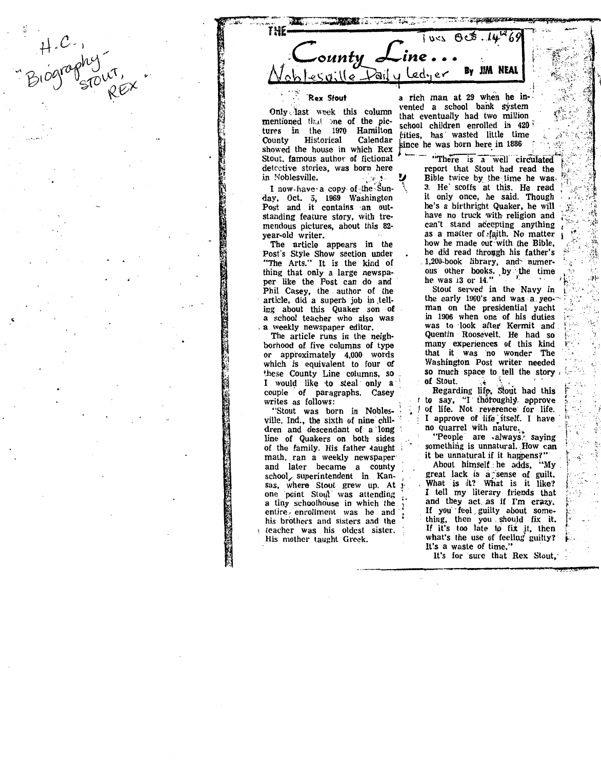H.C.,
"Biography-
STOUT,
REX"

THE

# County Line...

Noblesville Daily Ledger

Tues Oct. 14th 69

By JIM NEAL

**Rex Stout**

Only last week this column mentioned that one of the pictures in the 1970 Hamilton County Historical Calendar showed the house in which Rex Stout, famous author of fictional detective stories, was born here in Noblesville.

I now have a copy of the Sunday, Oct. 5, 1969 Washington Post and it contains an outstanding feature story, with tremendous pictures, about this 82-year-old writer.

The article appears in the Post's Style Show section under "The Arts." It is the kind of thing that only a large newspaper like the Post can do and Phil Casey, the author of the article, did a superb job in telling about this Quaker son of a school teacher who also was a weekly newspaper editor.

The article runs in the neighborhood of five columns of type or approximately 4,000 words which is equivalent to four of these County Line columns, so I would like to steal only a couple of paragraphs. Casey writes as follows:

"Stout was born in Noblesville, Ind., the sixth of nine children and descendant of a long line of Quakers on both sides of the family. His father taught math, ran a weekly newspaper and later became a county school superintendent in Kansas, where Stout grew up. At one point Stout was attending a tiny schoolhouse in which the entire enrollment was he and his brothers and sisters and the teacher was his oldest sister. His mother taught Greek.

a rich man at 29 when he invented a school bank system that eventually had two million school children enrolled in 420 cities, has wasted little time since he was born here in 1886

"There is a well circulated report that Stout had read the Bible twice by the time he was 3. He scoffs at this. He read it only once, he said. Though he's a birthright Quaker, he will have no truck with religion and can't stand accepting anything as a matter of faith. No matter how he made out with the Bible, he did read through his father's 1,200-book library, and numerous other books, by the time he was 13 or 14."

Stout served in the Navy in the early 1900's and was a yeoman on the presidential yacht in 1906 when one of his duties was to look after Kermit and Quentin Roosevelt. He had so many experiences of this kind that it was no wonder The Washington Post writer needed so much space to tell the story of Stout.

Regarding life, Stout had this to say, "I thoroughly approve of life. Not reverence for life. I approve of life itself. I have no quarrel with nature.

"People are always saying something is unnatural. How can it be unnatural if it happens?"

About himself he adds, "My great lack is a sense of guilt. What is it? What is it like? I tell my literary friends that and they act as if I'm crazy. If you feel guilty about something, then you should fix it. If it's too late to fix it, then what's the use of feeling guilty? It's a waste of time."

It's for sure that Rex Stout,